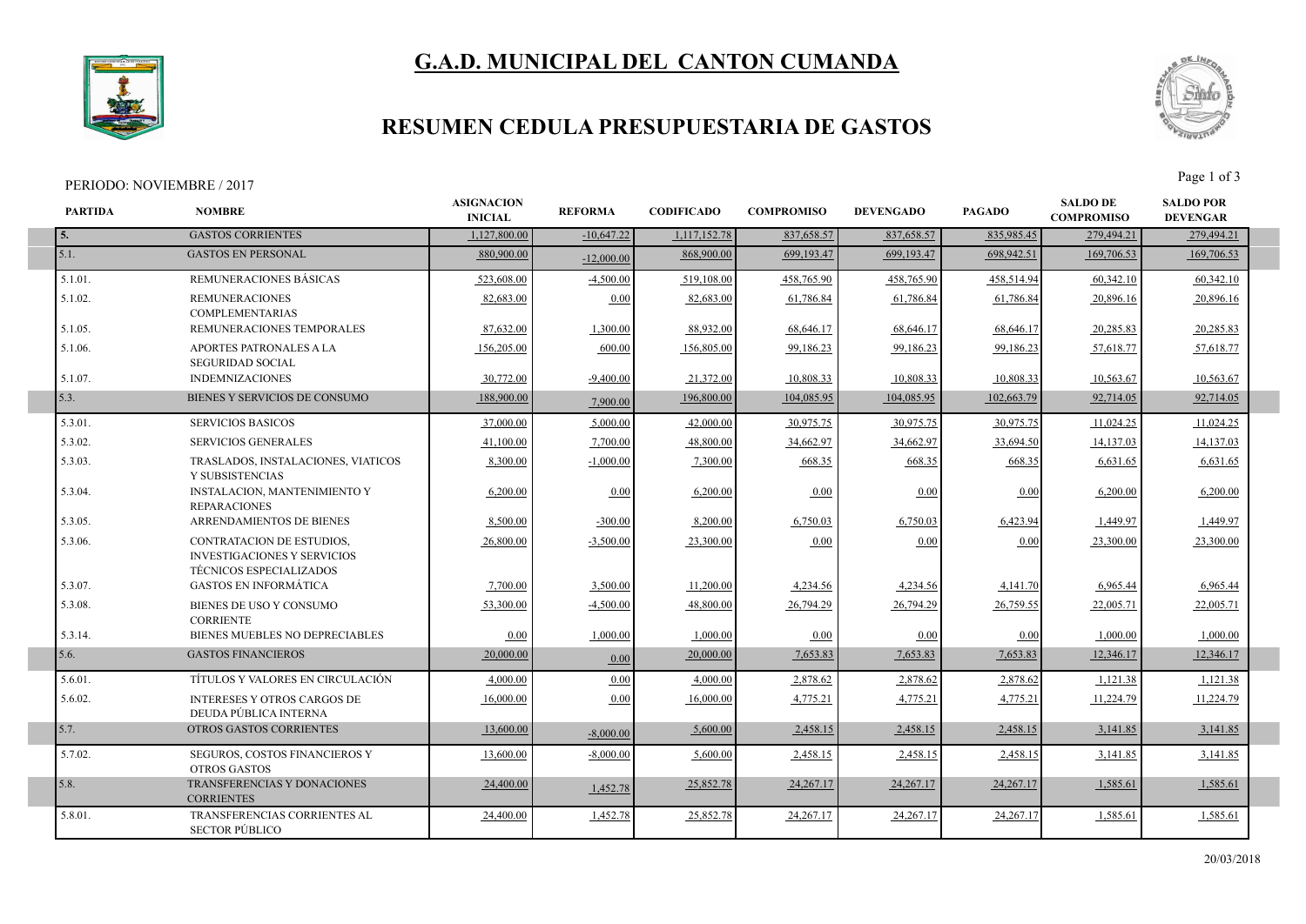# G.A.D. MUNICIPAL DEL CANTON CUMANDA

## RESUMEN CEDULA PRESUPUESTARIA DE GASTOS

PERIODO: NOVIEMBRE / 2017

| PARTIDA | NOMBRE | ASIGNACION INICIAL | REFORMA | CODIFICADO | COMPROMISO | DEVENGADO | PAGADO | SALDO DE COMPROMISO | SALDO POR DEVENGAR |
|---|---|---|---|---|---|---|---|---|---|
| 5. | GASTOS CORRIENTES | 1,127,800.00 | -10,647.22 | 1,117,152.78 | 837,658.57 | 837,658.57 | 835,985.45 | 279,494.21 | 279,494.21 |
| 5.1. | GASTOS EN PERSONAL | 880,900.00 | -12,000.00 | 868,900.00 | 699,193.47 | 699,193.47 | 698,942.51 | 169,706.53 | 169,706.53 |
| 5.1.01. | REMUNERACIONES BÁSICAS | 523,608.00 | -4,500.00 | 519,108.00 | 458,765.90 | 458,765.90 | 458,514.94 | 60,342.10 | 60,342.10 |
| 5.1.02. | REMUNERACIONES COMPLEMENTARIAS | 82,683.00 | 0.00 | 82,683.00 | 61,786.84 | 61,786.84 | 61,786.84 | 20,896.16 | 20,896.16 |
| 5.1.05. | REMUNERACIONES TEMPORALES | 87,632.00 | 1,300.00 | 88,932.00 | 68,646.17 | 68,646.17 | 68,646.17 | 20,285.83 | 20,285.83 |
| 5.1.06. | APORTES PATRONALES A LA SEGURIDAD SOCIAL | 156,205.00 | 600.00 | 156,805.00 | 99,186.23 | 99,186.23 | 99,186.23 | 57,618.77 | 57,618.77 |
| 5.1.07. | INDEMNIZACIONES | 30,772.00 | -9,400.00 | 21,372.00 | 10,808.33 | 10,808.33 | 10,808.33 | 10,563.67 | 10,563.67 |
| 5.3. | BIENES Y SERVICIOS DE CONSUMO | 188,900.00 | 7,900.00 | 196,800.00 | 104,085.95 | 104,085.95 | 102,663.79 | 92,714.05 | 92,714.05 |
| 5.3.01. | SERVICIOS BASICOS | 37,000.00 | 5,000.00 | 42,000.00 | 30,975.75 | 30,975.75 | 30,975.75 | 11,024.25 | 11,024.25 |
| 5.3.02. | SERVICIOS GENERALES | 41,100.00 | 7,700.00 | 48,800.00 | 34,662.97 | 34,662.97 | 33,694.50 | 14,137.03 | 14,137.03 |
| 5.3.03. | TRASLADOS, INSTALACIONES, VIATICOS Y SUBSISTENCIAS | 8,300.00 | -1,000.00 | 7,300.00 | 668.35 | 668.35 | 668.35 | 6,631.65 | 6,631.65 |
| 5.3.04. | INSTALACION, MANTENIMIENTO Y REPARACIONES | 6,200.00 | 0.00 | 6,200.00 | 0.00 | 0.00 | 0.00 | 6,200.00 | 6,200.00 |
| 5.3.05. | ARRENDAMIENTOS DE BIENES | 8,500.00 | -300.00 | 8,200.00 | 6,750.03 | 6,750.03 | 6,423.94 | 1,449.97 | 1,449.97 |
| 5.3.06. | CONTRATACION DE ESTUDIOS, INVESTIGACIONES Y SERVICIOS TÉCNICOS ESPECIALIZADOS | 26,800.00 | -3,500.00 | 23,300.00 | 0.00 | 0.00 | 0.00 | 23,300.00 | 23,300.00 |
| 5.3.07. | GASTOS EN INFORMÁTICA | 7,700.00 | 3,500.00 | 11,200.00 | 4,234.56 | 4,234.56 | 4,141.70 | 6,965.44 | 6,965.44 |
| 5.3.08. | BIENES DE USO Y CONSUMO CORRIENTE | 53,300.00 | -4,500.00 | 48,800.00 | 26,794.29 | 26,794.29 | 26,759.55 | 22,005.71 | 22,005.71 |
| 5.3.14. | BIENES MUEBLES NO DEPRECIABLES | 0.00 | 1,000.00 | 1,000.00 | 0.00 | 0.00 | 0.00 | 1,000.00 | 1,000.00 |
| 5.6. | GASTOS FINANCIEROS | 20,000.00 | 0.00 | 20,000.00 | 7,653.83 | 7,653.83 | 7,653.83 | 12,346.17 | 12,346.17 |
| 5.6.01. | TÍTULOS Y VALORES EN CIRCULACIÓN | 4,000.00 | 0.00 | 4,000.00 | 2,878.62 | 2,878.62 | 2,878.62 | 1,121.38 | 1,121.38 |
| 5.6.02. | INTERESES Y OTROS CARGOS DE DEUDA PÚBLICA INTERNA | 16,000.00 | 0.00 | 16,000.00 | 4,775.21 | 4,775.21 | 4,775.21 | 11,224.79 | 11,224.79 |
| 5.7. | OTROS GASTOS CORRIENTES | 13,600.00 | -8,000.00 | 5,600.00 | 2,458.15 | 2,458.15 | 2,458.15 | 3,141.85 | 3,141.85 |
| 5.7.02. | SEGUROS, COSTOS FINANCIEROS Y OTROS GASTOS | 13,600.00 | -8,000.00 | 5,600.00 | 2,458.15 | 2,458.15 | 2,458.15 | 3,141.85 | 3,141.85 |
| 5.8. | TRANSFERENCIAS Y DONACIONES CORRIENTES | 24,400.00 | 1,452.78 | 25,852.78 | 24,267.17 | 24,267.17 | 24,267.17 | 1,585.61 | 1,585.61 |
| 5.8.01. | TRANSFERENCIAS CORRIENTES AL SECTOR PÚBLICO | 24,400.00 | 1,452.78 | 25,852.78 | 24,267.17 | 24,267.17 | 24,267.17 | 1,585.61 | 1,585.61 |

20/03/2018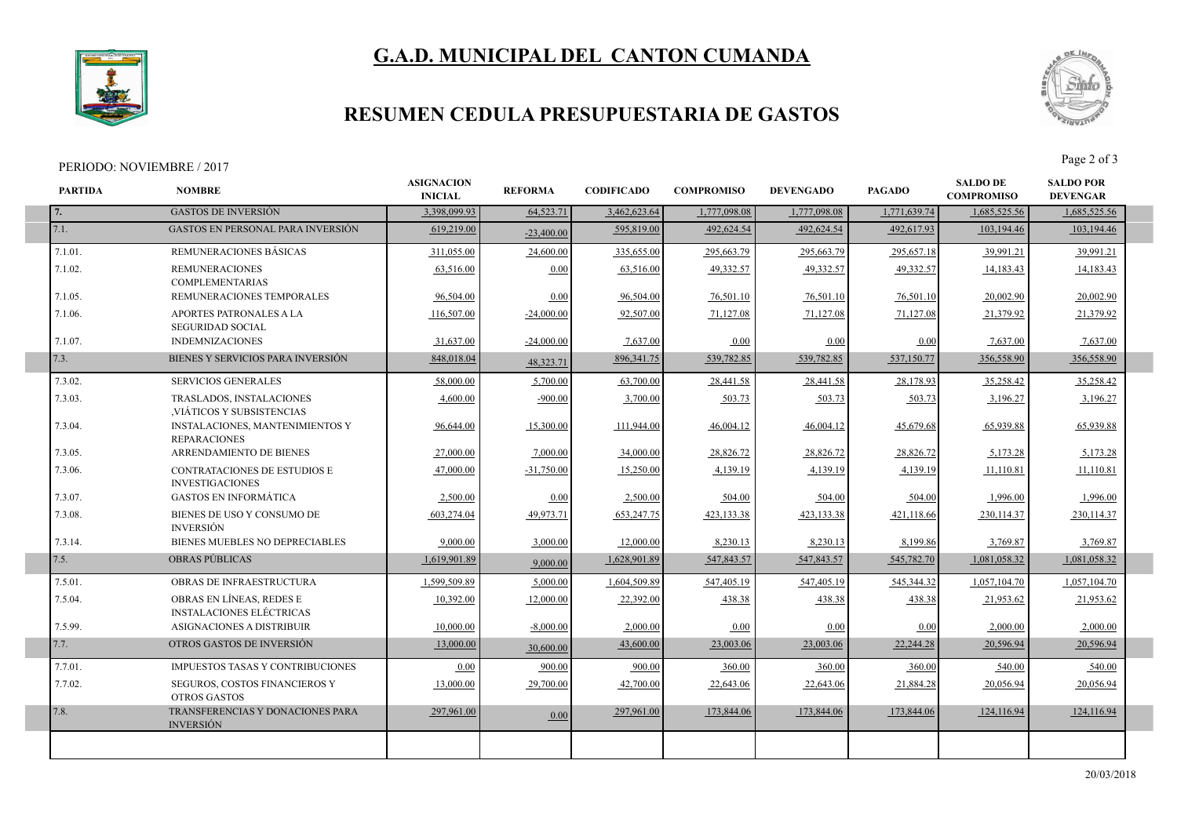# G.A.D. MUNICIPAL DEL CANTON CUMANDA

## RESUMEN CEDULA PRESUPUESTARIA DE GASTOS

PERIODO: NOVIEMBRE / 2017

| PARTIDA | NOMBRE | ASIGNACION INICIAL | REFORMA | CODIFICADO | COMPROMISO | DEVENGADO | PAGADO | SALDO DE COMPROMISO | SALDO POR DEVENGAR |
|---|---|---|---|---|---|---|---|---|---|
| 7. | GASTOS DE INVERSIÓN | 3,398,099.93 | 64,523.71 | 3,462,623.64 | 1,777,098.08 | 1,777,098.08 | 1,771,639.74 | 1,685,525.56 | 1,685,525.56 |
| 7.1. | GASTOS EN PERSONAL PARA INVERSIÓN | 619,219.00 | -23,400.00 | 595,819.00 | 492,624.54 | 492,624.54 | 492,617.93 | 103,194.46 | 103,194.46 |
| 7.1.01. | REMUNERACIONES BÁSICAS | 311,055.00 | 24,600.00 | 335,655.00 | 295,663.79 | 295,663.79 | 295,657.18 | 39,991.21 | 39,991.21 |
| 7.1.02. | REMUNERACIONES COMPLEMENTARIAS | 63,516.00 | 0.00 | 63,516.00 | 49,332.57 | 49,332.57 | 49,332.57 | 14,183.43 | 14,183.43 |
| 7.1.05. | REMUNERACIONES TEMPORALES | 96,504.00 | 0.00 | 96,504.00 | 76,501.10 | 76,501.10 | 76,501.10 | 20,002.90 | 20,002.90 |
| 7.1.06. | APORTES PATRONALES A LA SEGURIDAD SOCIAL | 116,507.00 | -24,000.00 | 92,507.00 | 71,127.08 | 71,127.08 | 71,127.08 | 21,379.92 | 21,379.92 |
| 7.1.07. | INDEMNIZACIONES | 31,637.00 | -24,000.00 | 7,637.00 | 0.00 | 0.00 | 0.00 | 7,637.00 | 7,637.00 |
| 7.3. | BIENES Y SERVICIOS PARA INVERSIÓN | 848,018.04 | 48,323.71 | 896,341.75 | 539,782.85 | 539,782.85 | 537,150.77 | 356,558.90 | 356,558.90 |
| 7.3.02. | SERVICIOS GENERALES | 58,000.00 | 5,700.00 | 63,700.00 | 28,441.58 | 28,441.58 | 28,178.93 | 35,258.42 | 35,258.42 |
| 7.3.03. | TRASLADOS, INSTALACIONES ,VIÁTICOS Y SUBSISTENCIAS | 4,600.00 | -900.00 | 3,700.00 | 503.73 | 503.73 | 503.73 | 3,196.27 | 3,196.27 |
| 7.3.04. | INSTALACIONES, MANTENIMIENTOS Y REPARACIONES | 96,644.00 | 15,300.00 | 111,944.00 | 46,004.12 | 46,004.12 | 45,679.68 | 65,939.88 | 65,939.88 |
| 7.3.05. | ARRENDAMIENTO DE BIENES | 27,000.00 | 7,000.00 | 34,000.00 | 28,826.72 | 28,826.72 | 28,826.72 | 5,173.28 | 5,173.28 |
| 7.3.06. | CONTRATACIONES DE ESTUDIOS E INVESTIGACIONES | 47,000.00 | -31,750.00 | 15,250.00 | 4,139.19 | 4,139.19 | 4,139.19 | 11,110.81 | 11,110.81 |
| 7.3.07. | GASTOS EN INFORMÁTICA | 2,500.00 | 0.00 | 2,500.00 | 504.00 | 504.00 | 504.00 | 1,996.00 | 1,996.00 |
| 7.3.08. | BIENES DE USO Y CONSUMO DE INVERSIÓN | 603,274.04 | 49,973.71 | 653,247.75 | 423,133.38 | 423,133.38 | 421,118.66 | 230,114.37 | 230,114.37 |
| 7.3.14. | BIENES MUEBLES NO DEPRECIABLES | 9,000.00 | 3,000.00 | 12,000.00 | 8,230.13 | 8,230.13 | 8,199.86 | 3,769.87 | 3,769.87 |
| 7.5. | OBRAS PÚBLICAS | 1,619,901.89 | 9,000.00 | 1,628,901.89 | 547,843.57 | 547,843.57 | 545,782.70 | 1,081,058.32 | 1,081,058.32 |
| 7.5.01. | OBRAS DE INFRAESTRUCTURA | 1,599,509.89 | 5,000.00 | 1,604,509.89 | 547,405.19 | 547,405.19 | 545,344.32 | 1,057,104.70 | 1,057,104.70 |
| 7.5.04. | OBRAS EN LÍNEAS, REDES E INSTALACIONES ELÉCTRICAS | 10,392.00 | 12,000.00 | 22,392.00 | 438.38 | 438.38 | 438.38 | 21,953.62 | 21,953.62 |
| 7.5.99. | ASIGNACIONES A DISTRIBUIR | 10,000.00 | -8,000.00 | 2,000.00 | 0.00 | 0.00 | 0.00 | 2,000.00 | 2,000.00 |
| 7.7. | OTROS GASTOS DE INVERSIÓN | 13,000.00 | 30,600.00 | 43,600.00 | 23,003.06 | 23,003.06 | 22,244.28 | 20,596.94 | 20,596.94 |
| 7.7.01. | IMPUESTOS TASAS Y CONTRIBUCIONES | 0.00 | 900.00 | 900.00 | 360.00 | 360.00 | 360.00 | 540.00 | 540.00 |
| 7.7.02. | SEGUROS, COSTOS FINANCIEROS Y OTROS GASTOS | 13,000.00 | 29,700.00 | 42,700.00 | 22,643.06 | 22,643.06 | 21,884.28 | 20,056.94 | 20,056.94 |
| 7.8. | TRANSFERENCIAS Y DONACIONES PARA INVERSIÓN | 297,961.00 | 0.00 | 297,961.00 | 173,844.06 | 173,844.06 | 173,844.06 | 124,116.94 | 124,116.94 |

20/03/2018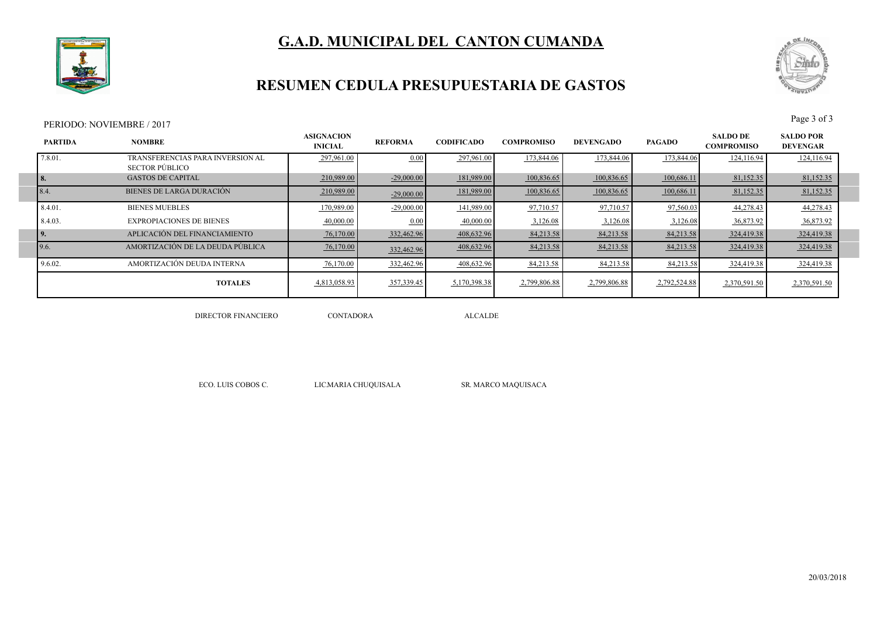# G.A.D. MUNICIPAL DEL CANTON CUMANDA

## RESUMEN CEDULA PRESUPUESTARIA DE GASTOS

PERIODO: NOVIEMBRE / 2017

| PARTIDA | NOMBRE | ASIGNACION INICIAL | REFORMA | CODIFICADO | COMPROMISO | DEVENGADO | PAGADO | SALDO DE COMPROMISO | SALDO POR DEVENGAR |
|---|---|---|---|---|---|---|---|---|---|
| 7.8.01. | TRANSFERENCIAS PARA INVERSION AL SECTOR PÚBLICO | 297,961.00 | 0.00 | 297,961.00 | 173,844.06 | 173,844.06 | 173,844.06 | 124,116.94 | 124,116.94 |
| 8. | GASTOS DE CAPITAL | 210,989.00 | -29,000.00 | 181,989.00 | 100,836.65 | 100,836.65 | 100,686.11 | 81,152.35 | 81,152.35 |
| 8.4. | BIENES DE LARGA DURACIÓN | 210,989.00 | -29,000.00 | 181,989.00 | 100,836.65 | 100,836.65 | 100,686.11 | 81,152.35 | 81,152.35 |
| 8.4.01. | BIENES MUEBLES | 170,989.00 | -29,000.00 | 141,989.00 | 97,710.57 | 97,710.57 | 97,560.03 | 44,278.43 | 44,278.43 |
| 8.4.03. | EXPROPIACIONES DE BIENES | 40,000.00 | 0.00 | 40,000.00 | 3,126.08 | 3,126.08 | 3,126.08 | 36,873.92 | 36,873.92 |
| 9. | APLICACIÓN DEL FINANCIAMIENTO | 76,170.00 | 332,462.96 | 408,632.96 | 84,213.58 | 84,213.58 | 84,213.58 | 324,419.38 | 324,419.38 |
| 9.6. | AMORTIZACIÓN DE LA DEUDA PÚBLICA | 76,170.00 | 332,462.96 | 408,632.96 | 84,213.58 | 84,213.58 | 84,213.58 | 324,419.38 | 324,419.38 |
| 9.6.02. | AMORTIZACIÓN DEUDA INTERNA | 76,170.00 | 332,462.96 | 408,632.96 | 84,213.58 | 84,213.58 | 84,213.58 | 324,419.38 | 324,419.38 |
| | **TOTALES** | 4,813,058.93 | 357,339.45 | 5,170,398.38 | 2,799,806.88 | 2,799,806.88 | 2,792,524.88 | 2,370,591.50 | 2,370,591.50 |

| DIRECTOR FINANCIERO | CONTADORA | ALCALDE |
|---|---|---|
| ECO. LUIS COBOS C. | LIC.MARIA CHUQUISALA | SR. MARCO MAQUISACA |

20/03/2018